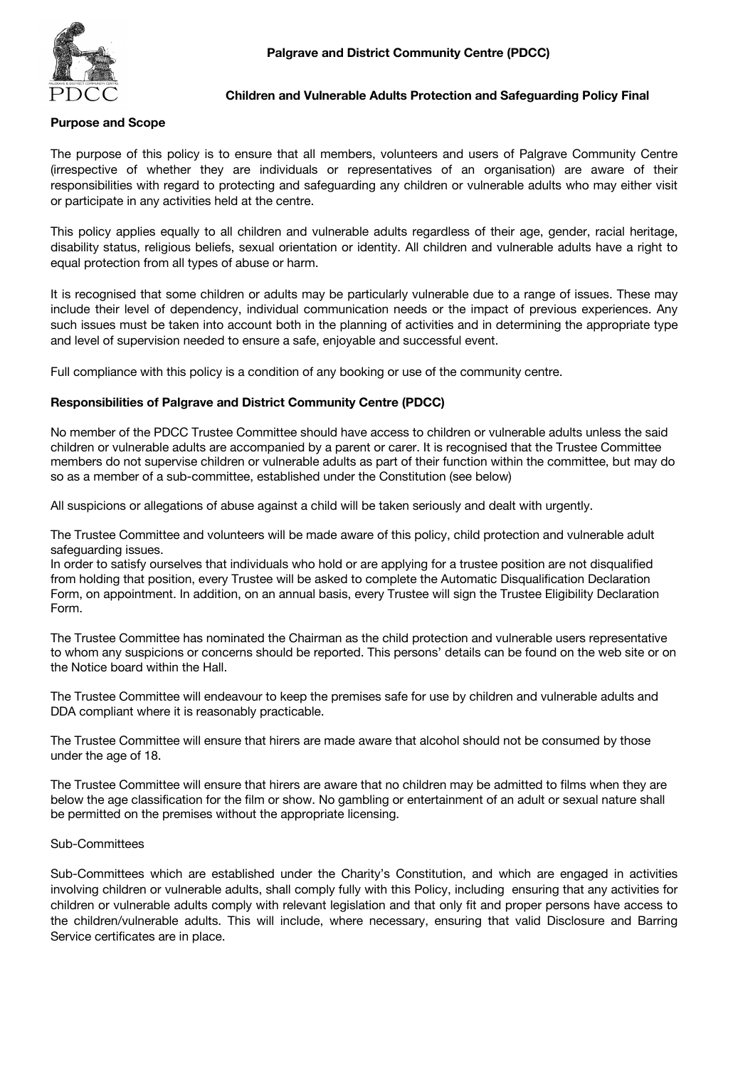**Palgrave and District Community Centre (PDCC)**

**Children and Vulnerable Adults Protection and Safeguarding Policy Final**

**Purpose and Scope**

The purpose of this policy is to ensure that all members, volunteers and users of Palgrave Community Centre (irrespective of whether they are individuals or representatives of an organisation) are aware of their responsibilities with regard to protecting and safeguarding any children or vulnerable adults who may either visit or participate in any activities held at the centre.

This policy applies equally to all children and vulnerable adults regardless of their age, gender, racial heritage, disability status, religious beliefs, sexual orientation or identity. All children and vulnerable adults have a right to equal protection from all types of abuse or harm.

It is recognised that some children or adults may be particularly vulnerable due to a range of issues. These may include their level of dependency, individual communication needs or the impact of previous experiences. Any such issues must be taken into account both in the planning of activities and in determining the appropriate type and level of supervision needed to ensure a safe, enjoyable and successful event.

Full compliance with this policy is a condition of any booking or use of the community centre.

**Responsibilities of Palgrave and District Community Centre (PDCC)**

No member of the PDCC Trustee Committee should have access to children or vulnerable adults unless the said children or vulnerable adults are accompanied by a parent or carer. It is recognised that the Trustee Committee members do not supervise children or vulnerable adults as part of their function within the committee, but may do so as a member of a sub-committee, established under the Constitution (see below)

All suspicions or allegations of abuse against a child will be taken seriously and dealt with urgently.

The Trustee Committee and volunteers will be made aware of this policy, child protection and vulnerable adult safeguarding issues.
In order to satisfy ourselves that individuals who hold or are applying for a trustee position are not disqualified from holding that position, every Trustee will be asked to complete the Automatic Disqualification Declaration Form, on appointment. In addition, on an annual basis, every Trustee will sign the Trustee Eligibility Declaration Form.

The Trustee Committee has nominated the Chairman as the child protection and vulnerable users representative to whom any suspicions or concerns should be reported. This persons' details can be found on the web site or on the Notice board within the Hall.

The Trustee Committee will endeavour to keep the premises safe for use by children and vulnerable adults and DDA compliant where it is reasonably practicable.

The Trustee Committee will ensure that hirers are made aware that alcohol should not be consumed by those under the age of 18.

The Trustee Committee will ensure that hirers are aware that no children may be admitted to films when they are below the age classification for the film or show. No gambling or entertainment of an adult or sexual nature shall be permitted on the premises without the appropriate licensing.

Sub-Committees

Sub-Committees which are established under the Charity's Constitution, and which are engaged in activities involving children or vulnerable adults, shall comply fully with this Policy, including ensuring that any activities for children or vulnerable adults comply with relevant legislation and that only fit and proper persons have access to the children/vulnerable adults. This will include, where necessary, ensuring that valid Disclosure and Barring Service certificates are in place.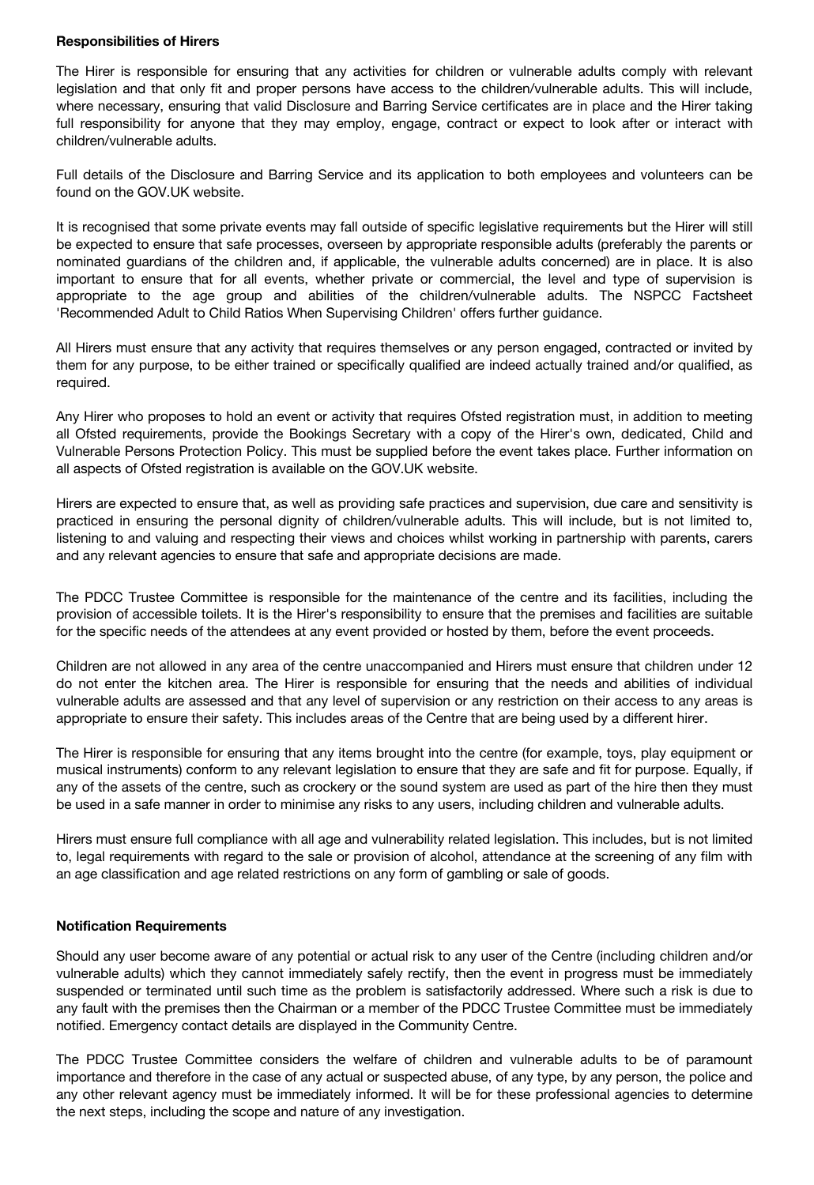**Responsibilities of Hirers**

The Hirer is responsible for ensuring that any activities for children or vulnerable adults comply with relevant legislation and that only fit and proper persons have access to the children/vulnerable adults. This will include, where necessary, ensuring that valid Disclosure and Barring Service certificates are in place and the Hirer taking full responsibility for anyone that they may employ, engage, contract or expect to look after or interact with children/vulnerable adults.

Full details of the Disclosure and Barring Service and its application to both employees and volunteers can be found on the GOV.UK website.

It is recognised that some private events may fall outside of specific legislative requirements but the Hirer will still be expected to ensure that safe processes, overseen by appropriate responsible adults (preferably the parents or nominated guardians of the children and, if applicable, the vulnerable adults concerned) are in place. It is also important to ensure that for all events, whether private or commercial, the level and type of supervision is appropriate to the age group and abilities of the children/vulnerable adults. The NSPCC Factsheet 'Recommended Adult to Child Ratios When Supervising Children' offers further guidance.

All Hirers must ensure that any activity that requires themselves or any person engaged, contracted or invited by them for any purpose, to be either trained or specifically qualified are indeed actually trained and/or qualified, as required.

Any Hirer who proposes to hold an event or activity that requires Ofsted registration must, in addition to meeting all Ofsted requirements, provide the Bookings Secretary with a copy of the Hirer's own, dedicated, Child and Vulnerable Persons Protection Policy. This must be supplied before the event takes place. Further information on all aspects of Ofsted registration is available on the GOV.UK website.

Hirers are expected to ensure that, as well as providing safe practices and supervision, due care and sensitivity is practiced in ensuring the personal dignity of children/vulnerable adults. This will include, but is not limited to, listening to and valuing and respecting their views and choices whilst working in partnership with parents, carers and any relevant agencies to ensure that safe and appropriate decisions are made.

The PDCC Trustee Committee is responsible for the maintenance of the centre and its facilities, including the provision of accessible toilets. It is the Hirer's responsibility to ensure that the premises and facilities are suitable for the specific needs of the attendees at any event provided or hosted by them, before the event proceeds.

Children are not allowed in any area of the centre unaccompanied and Hirers must ensure that children under 12 do not enter the kitchen area. The Hirer is responsible for ensuring that the needs and abilities of individual vulnerable adults are assessed and that any level of supervision or any restriction on their access to any areas is appropriate to ensure their safety. This includes areas of the Centre that are being used by a different hirer.

The Hirer is responsible for ensuring that any items brought into the centre (for example, toys, play equipment or musical instruments) conform to any relevant legislation to ensure that they are safe and fit for purpose. Equally, if any of the assets of the centre, such as crockery or the sound system are used as part of the hire then they must be used in a safe manner in order to minimise any risks to any users, including children and vulnerable adults.

Hirers must ensure full compliance with all age and vulnerability related legislation. This includes, but is not limited to, legal requirements with regard to the sale or provision of alcohol, attendance at the screening of any film with an age classification and age related restrictions on any form of gambling or sale of goods.

**Notification Requirements**

Should any user become aware of any potential or actual risk to any user of the Centre (including children and/or vulnerable adults) which they cannot immediately safely rectify, then the event in progress must be immediately suspended or terminated until such time as the problem is satisfactorily addressed. Where such a risk is due to any fault with the premises then the Chairman or a member of the PDCC Trustee Committee must be immediately notified. Emergency contact details are displayed in the Community Centre.

The PDCC Trustee Committee considers the welfare of children and vulnerable adults to be of paramount importance and therefore in the case of any actual or suspected abuse, of any type, by any person, the police and any other relevant agency must be immediately informed. It will be for these professional agencies to determine the next steps, including the scope and nature of any investigation.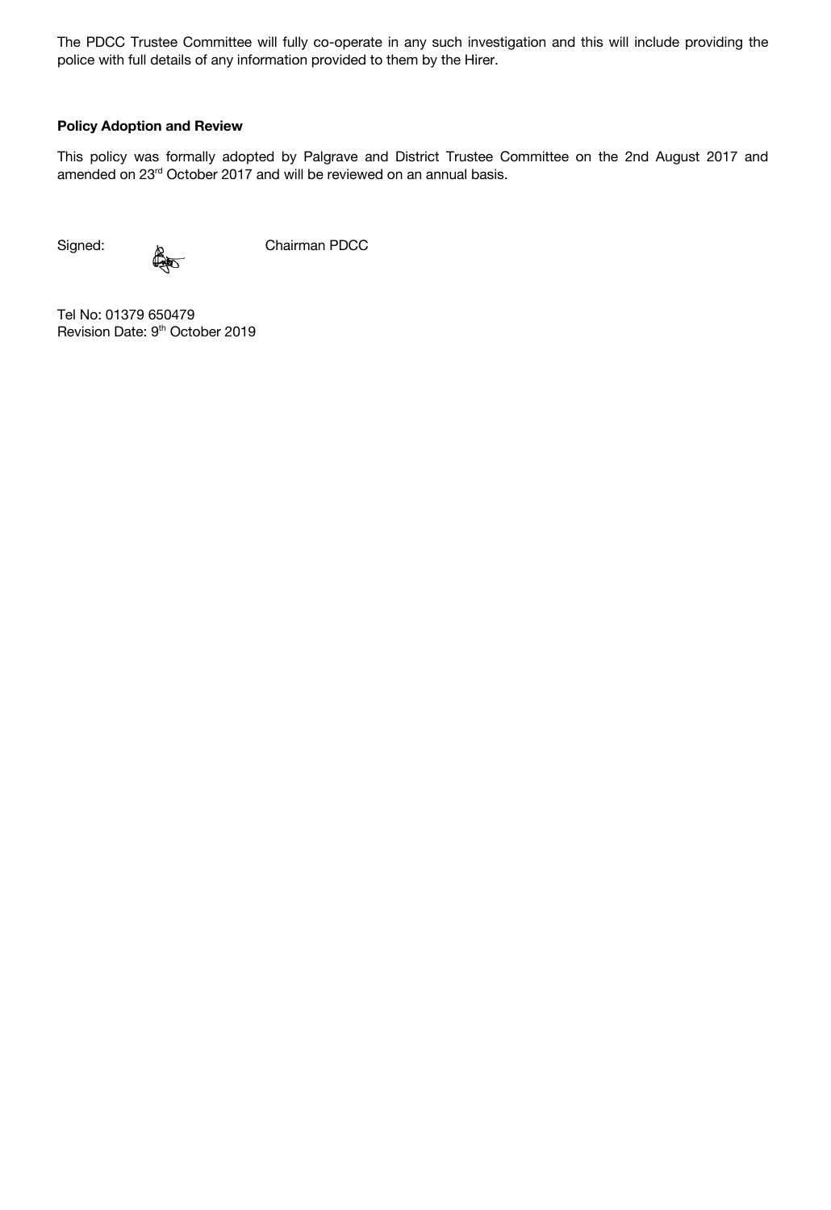The PDCC Trustee Committee will fully co-operate in any such investigation and this will include providing the police with full details of any information provided to them by the Hirer.

**Policy Adoption and Review**

This policy was formally adopted by Palgrave and District Trustee Committee on the 2nd August 2017 and amended on 23rd October 2017 and will be reviewed on an annual basis.

Signed: Chairman PDCC

Tel No: 01379 650479
Revision Date: 9th October 2019